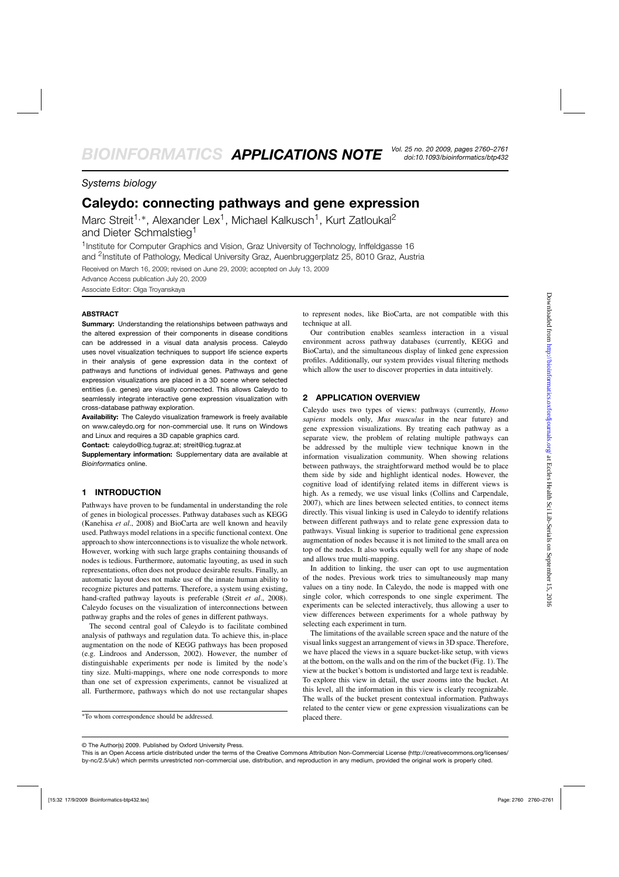*Systems biology*

# Caleydo: connecting pathways and gene expression

Marc Streit[1,∗], Alexander Lex[1], Michael Kalkusch[1], Kurt Zatloukal[2] and Dieter Schmalstieg[1]

[1]Institute for Computer Graphics and Vision, Graz University of Technology, Inffeldgasse 16 and [2]Institute of Pathology, Medical University Graz, Auenbruggerplatz 25, 8010 Graz, Austria

Received on March 16, 2009; revised on June 29, 2009; accepted on July 13, 2009

Advance Access publication July 20, 2009

Associate Editor: Olga Troyanskaya

## ABSTRACT

**Summary:** Understanding the relationships between pathways and the altered expression of their components in disease conditions can be addressed in a visual data analysis process. Caleydo uses novel visualization techniques to support life science experts in their analysis of gene expression data in the context of pathways and functions of individual genes. Pathways and gene expression visualizations are placed in a 3D scene where selected entities (i.e. genes) are visually connected. This allows Caleydo to seamlessly integrate interactive gene expression visualization with cross-database pathway exploration.

**Availability:** The Caleydo visualization framework is freely available on www.caleydo.org for non-commercial use. It runs on Windows and Linux and requires a 3D capable graphics card.

**Contact:** caleydo@icg.tugraz.at; streit@icg.tugraz.at

**Supplementary information:** Supplementary data are available at *Bioinformatics* online.

## 1 INTRODUCTION

Pathways have proven to be fundamental in understanding the role of genes in biological processes. Pathway databases such as KEGG (Kanehisa *et al*., 2008) and BioCarta are well known and heavily used. Pathways model relations in a specific functional context. One approach to show interconnections is to visualize the whole network. However, working with such large graphs containing thousands of nodes is tedious. Furthermore, automatic layouting, as used in such representations, often does not produce desirable results. Finally, an automatic layout does not make use of the innate human ability to recognize pictures and patterns. Therefore, a system using existing, hand-crafted pathway layouts is preferable (Streit *et al*., 2008). Caleydo focuses on the visualization of interconnections between pathway graphs and the roles of genes in different pathways.

The second central goal of Caleydo is to facilitate combined analysis of pathways and regulation data. To achieve this, in-place augmentation on the node of KEGG pathways has been proposed (e.g. Lindroos and Andersson, 2002). However, the number of distinguishable experiments per node is limited by the node's tiny size. Multi-mappings, where one node corresponds to more than one set of expression experiments, cannot be visualized at all. Furthermore, pathways which do not use rectangular shapes to represent nodes, like BioCarta, are not compatible with this technique at all.

Our contribution enables seamless interaction in a visual environment across pathway databases (currently, KEGG and BioCarta), and the simultaneous display of linked gene expression profiles. Additionally, our system provides visual filtering methods which allow the user to discover properties in data intuitively.

## 2 APPLICATION OVERVIEW

Caleydo uses two types of views: pathways (currently, *Homo sapiens* models only, *Mus musculus* in the near future) and gene expression visualizations. By treating each pathway as a separate view, the problem of relating multiple pathways can be addressed by the multiple view technique known in the information visualization community. When showing relations between pathways, the straightforward method would be to place them side by side and highlight identical nodes. However, the cognitive load of identifying related items in different views is high. As a remedy, we use visual links (Collins and Carpendale, 2007), which are lines between selected entities, to connect items directly. This visual linking is used in Caleydo to identify relations between different pathways and to relate gene expression data to pathways. Visual linking is superior to traditional gene expression augmentation of nodes because it is not limited to the small area on top of the nodes. It also works equally well for any shape of node and allows true multi-mapping.

In addition to linking, the user can opt to use augmentation of the nodes. Previous work tries to simultaneously map many values on a tiny node. In Caleydo, the node is mapped with one single color, which corresponds to one single experiment. The experiments can be selected interactively, thus allowing a user to view differences between experiments for a whole pathway by selecting each experiment in turn.

The limitations of the available screen space and the nature of the visual links suggest an arrangement of views in 3D space. Therefore, we have placed the views in a square bucket-like setup, with views at the bottom, on the walls and on the rim of the bucket (Fig. 1). The view at the bucket's bottom is undistorted and large text is readable. To explore this view in detail, the user zooms into the bucket. At this level, all the information in this view is clearly recognizable. The walls of the bucket present contextual information. Pathways related to the center view or gene expression visualizations can be placed there.

∗To whom correspondence should be addressed.

© The Author(s) 2009. Published by Oxford University Press.

This is an Open Access article distributed under the terms of the Creative Commons Attribution Non-Commercial License (http://creativecommons.org/licenses/by-nc/2.5/uk/) which permits unrestricted non-commercial use, distribution, and reproduction in any medium, provided the original work is properly cited.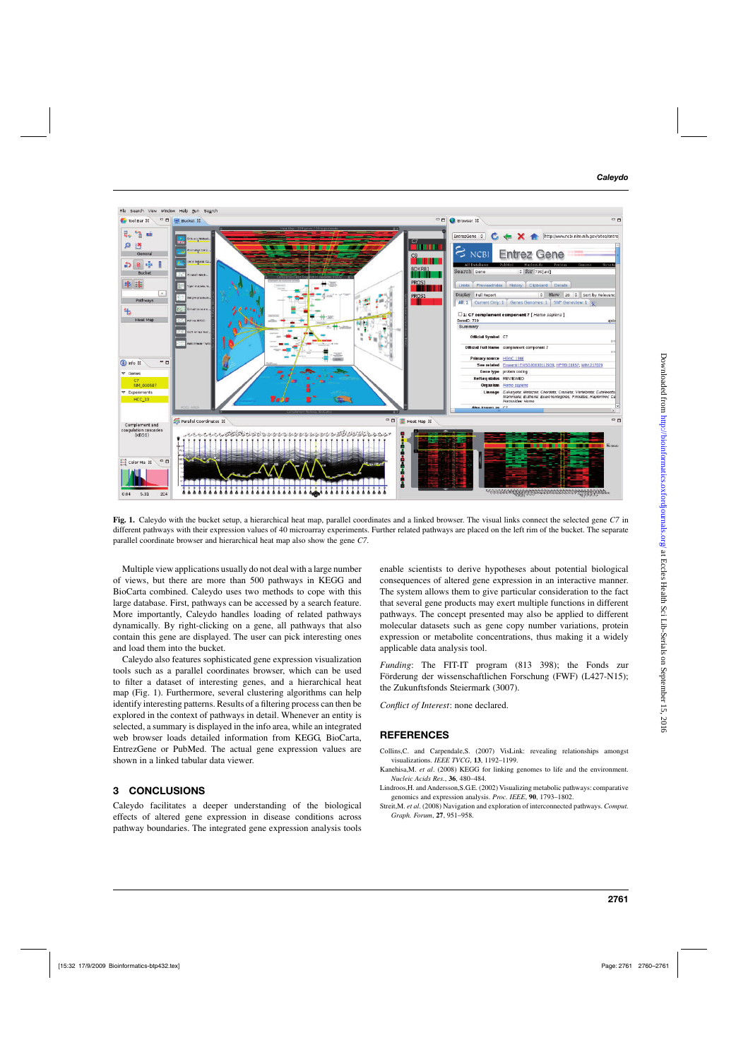**Fig. 1.** Caleydo with the bucket setup, a hierarchical heat map, parallel coordinates and a linked browser. The visual links connect the selected gene *C7* in different pathways with their expression values of 40 microarray experiments. Further related pathways are placed on the left rim of the bucket. The separate parallel coordinate browser and hierarchical heat map also show the gene *C7*.

Multiple view applications usually do not deal with a large number of views, but there are more than 500 pathways in KEGG and BioCarta combined. Caleydo uses two methods to cope with this large database. First, pathways can be accessed by a search feature. More importantly, Caleydo handles loading of related pathways dynamically. By right-clicking on a gene, all pathways that also contain this gene are displayed. The user can pick interesting ones and load them into the bucket.

Caleydo also features sophisticated gene expression visualization tools such as a parallel coordinates browser, which can be used to filter a dataset of interesting genes, and a hierarchical heat map (Fig. 1). Furthermore, several clustering algorithms can help identify interesting patterns. Results of a filtering process can then be explored in the context of pathways in detail. Whenever an entity is selected, a summary is displayed in the info area, while an integrated web browser loads detailed information from KEGG, BioCarta, EntrezGene or PubMed. The actual gene expression values are shown in a linked tabular data viewer.

## 3 CONCLUSIONS

Caleydo facilitates a deeper understanding of the biological effects of altered gene expression in disease conditions across pathway boundaries. The integrated gene expression analysis tools enable scientists to derive hypotheses about potential biological consequences of altered gene expression in an interactive manner. The system allows them to give particular consideration to the fact that several gene products may exert multiple functions in different pathways. The concept presented may also be applied to different molecular datasets such as gene copy number variations, protein expression or metabolite concentrations, thus making it a widely applicable data analysis tool.

*Funding*: The FIT-IT program (813 398); the Fonds zur Förderung der wissenschaftlichen Forschung (FWF) (L427-N15); the Zukunftsfonds Steiermark (3007).

*Conflict of Interest*: none declared.

## REFERENCES

Collins,C. and Carpendale,S. (2007) VisLink: revealing relationships amongst visualizations. *IEEE TVCG*, **13**, 1192–1199.

Kanehisa,M. *et al.* (2008) KEGG for linking genomes to life and the environment. *Nucleic Acids Res.*, **36**, 480–484.

Lindroos,H. and Andersson,S.G.E. (2002) Visualizing metabolic pathways: comparative genomics and expression analysis. *Proc. IEEE*, **90**, 1793–1802.

Streit,M. *et al.* (2008) Navigation and exploration of interconnected pathways. *Comput. Graph. Forum*, **27**, 951–958.